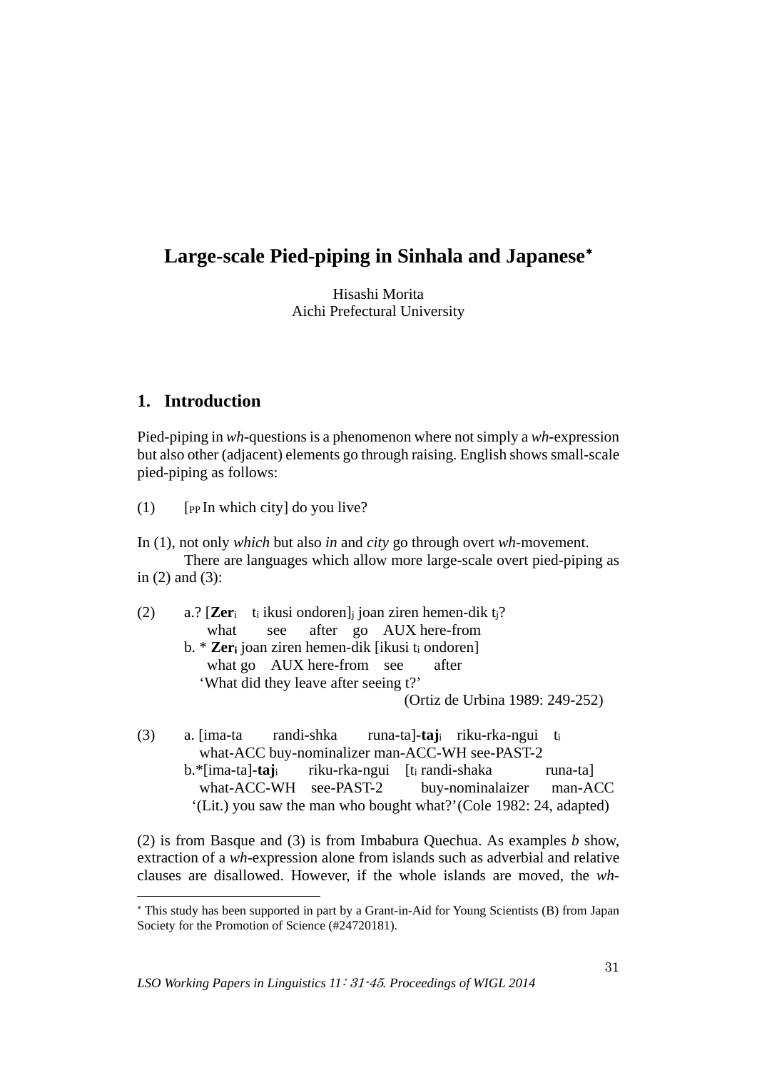# Large-scale Pied-piping in Sinhala and Japanese*

Hisashi Morita
Aichi Prefectural University

## 1. Introduction

Pied-piping in *wh*-questions is a phenomenon where not simply a *wh*-expression but also other (adjacent) elements go through raising. English shows small-scale pied-piping as follows:

(1) [PP In which city] do you live?

In (1), not only *which* but also *in* and *city* go through overt *wh*-movement.

There are languages which allow more large-scale overt pied-piping as in (2) and (3):

(2) a.? [**Zer**$_i$ t$_i$ ikusi ondoren]$_j$ joan ziren hemen-dik t$_j$?
what see after go AUX here-from
b. * **Zer$_i$** joan ziren hemen-dik [ikusi t$_i$ ondoren]
what go AUX here-from see after
'What did they leave after seeing t?'
(Ortiz de Urbina 1989: 249-252)

(3) a. [ima-ta randi-shka runa-ta]-**taj**$_i$ riku-rka-ngui t$_i$
what-ACC buy-nominalizer man-ACC-WH see-PAST-2
b.*[ima-ta]-**taj**$_i$ riku-rka-ngui [t$_i$ randi-shaka runa-ta]
what-ACC-WH see-PAST-2 buy-nominalaizer man-ACC
'(Lit.) you saw the man who bought what?'(Cole 1982: 24, adapted)

(2) is from Basque and (3) is from Imbabura Quechua. As examples *b* show, extraction of a *wh*-expression alone from islands such as adverbial and relative clauses are disallowed. However, if the whole islands are moved, the *wh*-

---

* This study has been supported in part by a Grant-in-Aid for Young Scientists (B) from Japan Society for the Promotion of Science (#24720181).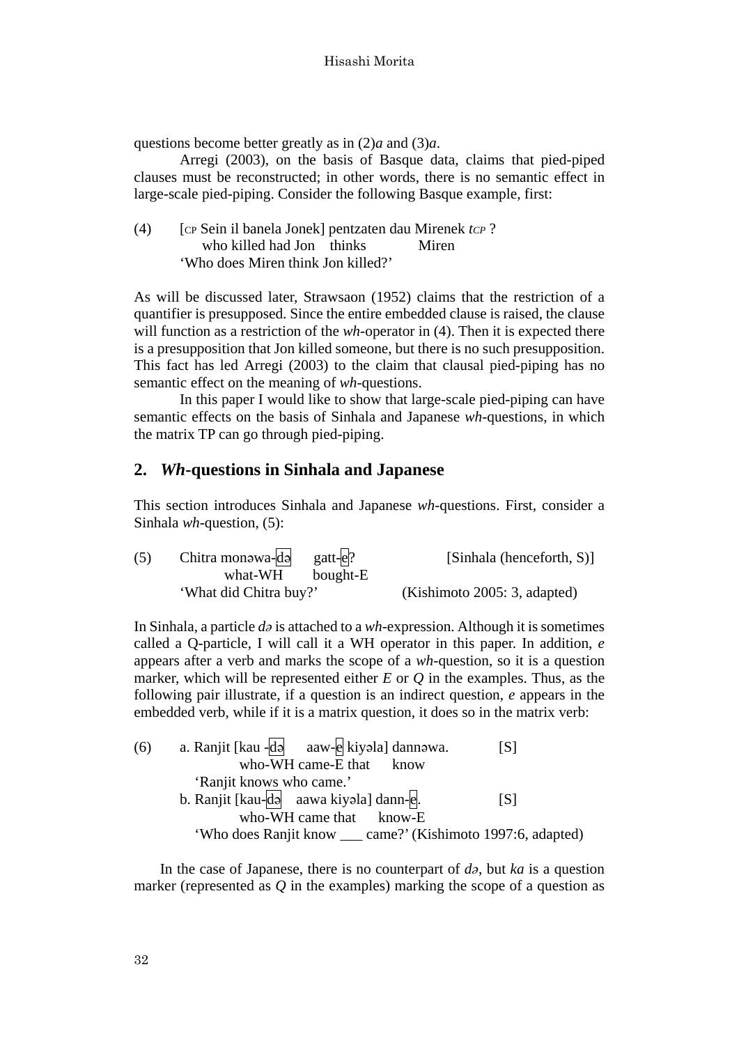questions become better greatly as in (2)*a* and (3)*a*.

Arregi (2003), on the basis of Basque data, claims that pied-piped clauses must be reconstructed; in other words, there is no semantic effect in large-scale pied-piping. Consider the following Basque example, first:

(4) [CP Sein il banela Jonek] pentzaten dau Mirenek *tCP* ?
  who killed had Jon thinks Miren
  'Who does Miren think Jon killed?'

As will be discussed later, Strawsaon (1952) claims that the restriction of a quantifier is presupposed. Since the entire embedded clause is raised, the clause will function as a restriction of the *wh*-operator in (4). Then it is expected there is a presupposition that Jon killed someone, but there is no such presupposition. This fact has led Arregi (2003) to the claim that clausal pied-piping has no semantic effect on the meaning of *wh*-questions.

In this paper I would like to show that large-scale pied-piping can have semantic effects on the basis of Sinhala and Japanese *wh*-questions, in which the matrix TP can go through pied-piping.

## 2. *Wh*-questions in Sinhala and Japanese

This section introduces Sinhala and Japanese *wh*-questions. First, consider a Sinhala *wh*-question, (5):

(5) Chitra monəwa-[də] gatt-[e]? [Sinhala (henceforth, S)]
  what-WH bought-E
  'What did Chitra buy?' (Kishimoto 2005: 3, adapted)

In Sinhala, a particle *də* is attached to a *wh*-expression. Although it is sometimes called a Q-particle, I will call it a WH operator in this paper. In addition, *e* appears after a verb and marks the scope of a *wh*-question, so it is a question marker, which will be represented either *E* or *Q* in the examples. Thus, as the following pair illustrate, if a question is an indirect question, *e* appears in the embedded verb, while if it is a matrix question, it does so in the matrix verb:

(6) a. Ranjit [kau -[də] aaw-[e] kiyəla] dannəwa. [S]
  who-WH came-E that know
  'Ranjit knows who came.'
 b. Ranjit [kau-[də] aawa kiyəla] dann-[e]. [S]
  who-WH came that know-E
  'Who does Ranjit know ___ came?' (Kishimoto 1997:6, adapted)

In the case of Japanese, there is no counterpart of *də*, but *ka* is a question marker (represented as *Q* in the examples) marking the scope of a question as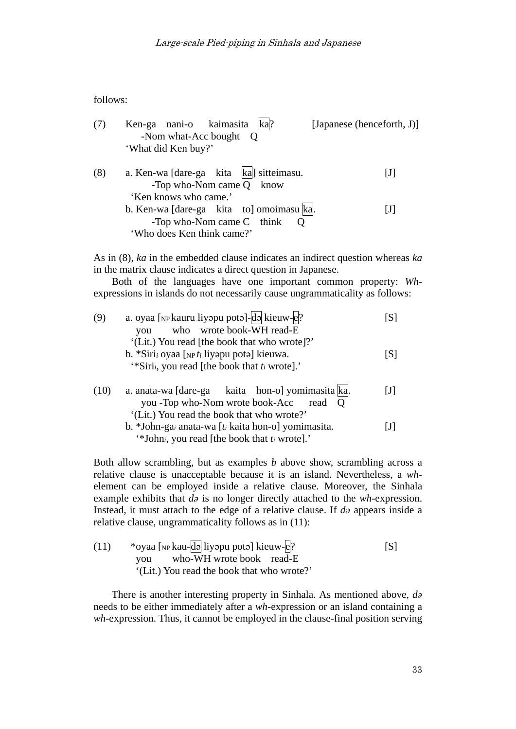follows:

(7) Ken-ga nani-o kaimasita [ka]? [Japanese (henceforth, J)]
 -Nom what-Acc bought Q
 'What did Ken buy?'

(8) a. Ken-wa [dare-ga kita [ka]] sitteimasu. [J]
 -Top who-Nom came Q know
 'Ken knows who came.'
 b. Ken-wa [dare-ga kita to] omoimasu [ka]. [J]
 -Top who-Nom came C think Q
 'Who does Ken think came?'

As in (8), *ka* in the embedded clause indicates an indirect question whereas *ka* in the matrix clause indicates a direct question in Japanese.

Both of the languages have one important common property: *Wh*-expressions in islands do not necessarily cause ungrammaticality as follows:

(9) a. oyaa [$_{NP}$ kauru liyəpu potə]-[də] kieuw-[e]? [S]
 you who wrote book-WH read-E
 '(Lit.) You read [the book that who wrote]?'
 b. *Siri$_i$ oyaa [$_{NP}$ $t_i$ liyəpu potə] kieuwa. [S]
 '*Siri$_i$, you read [the book that $t_i$ wrote].'

(10) a. anata-wa [dare-ga kaita hon-o] yomimasita [ka]. [J]
 you -Top who-Nom wrote book-Acc read Q
 '(Lit.) You read the book that who wrote?'
 b. *John-ga$_i$ anata-wa [$t_i$ kaita hon-o] yomimasita. [J]
 '*John$_i$, you read [the book that $t_i$ wrote].'

Both allow scrambling, but as examples *b* above show, scrambling across a relative clause is unacceptable because it is an island. Nevertheless, a *wh*-element can be employed inside a relative clause. Moreover, the Sinhala example exhibits that *də* is no longer directly attached to the *wh*-expression. Instead, it must attach to the edge of a relative clause. If *də* appears inside a relative clause, ungrammaticality follows as in (11):

(11) *oyaa [$_{NP}$ kau-[də] liyəpu potə] kieuw-[e]? [S]
 you who-WH wrote book read-E
 '(Lit.) You read the book that who wrote?'

There is another interesting property in Sinhala. As mentioned above, *də* needs to be either immediately after a *wh*-expression or an island containing a *wh*-expression. Thus, it cannot be employed in the clause-final position serving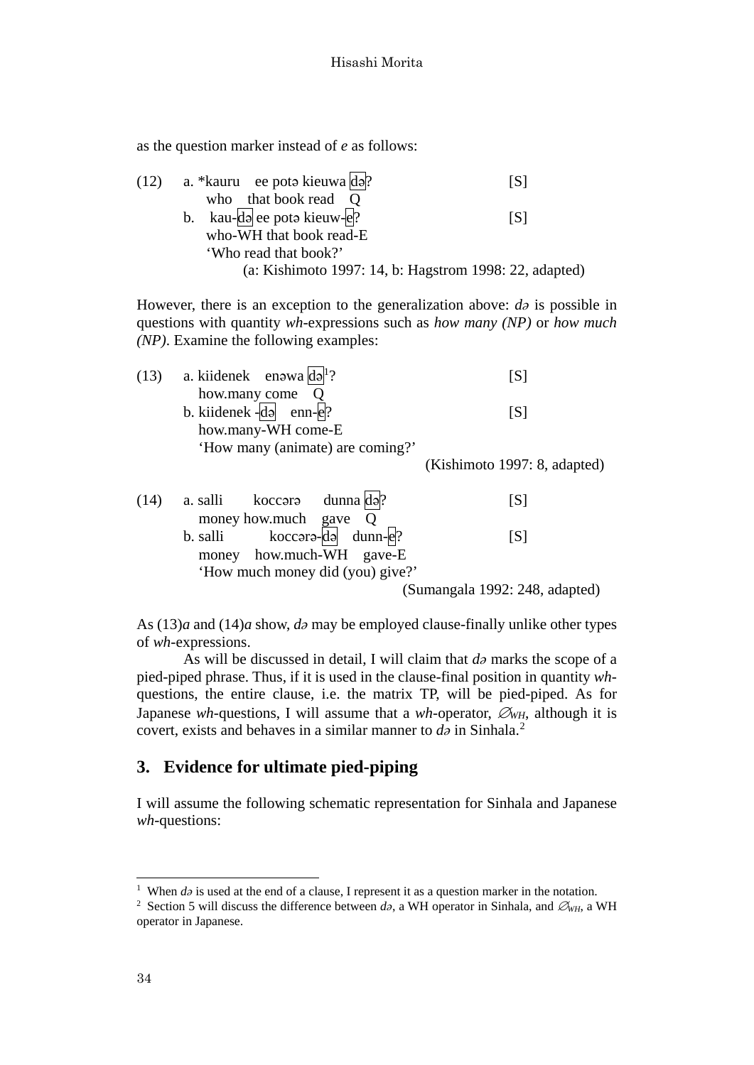as the question marker instead of *e* as follows:

(12) a. *kauru ee potə kieuwa [də]? [S]
who that book read Q
b. kau-[də] ee potə kieuw-[e]? [S]
who-WH that book read-E
'Who read that book?'
(a: Kishimoto 1997: 14, b: Hagstrom 1998: 22, adapted)

However, there is an exception to the generalization above: *də* is possible in questions with quantity *wh*-expressions such as *how many (NP)* or *how much (NP)*. Examine the following examples:

(13) a. kiidenek enəwa [də][1]? [S]
how.many come Q
b. kiidenek -[də] enn-[e]? [S]
how.many-WH come-E
'How many (animate) are coming?'
(Kishimoto 1997: 8, adapted)

(14) a. salli koccərə dunna [də]? [S]
money how.much gave Q
b. salli koccərə-[də] dunn-[e]? [S]
money how.much-WH gave-E
'How much money did (you) give?'
(Sumangala 1992: 248, adapted)

As (13)*a* and (14)*a* show, *də* may be employed clause-finally unlike other types of *wh*-expressions.

As will be discussed in detail, I will claim that *də* marks the scope of a pied-piped phrase. Thus, if it is used in the clause-final position in quantity *wh*-questions, the entire clause, i.e. the matrix TP, will be pied-piped. As for Japanese *wh*-questions, I will assume that a *wh*-operator, $\varnothing_{WH}$, although it is covert, exists and behaves in a similar manner to *də* in Sinhala.[2]

## 3. Evidence for ultimate pied-piping

I will assume the following schematic representation for Sinhala and Japanese *wh*-questions:

---

[1] When *də* is used at the end of a clause, I represent it as a question marker in the notation.

[2] Section 5 will discuss the difference between *də*, a WH operator in Sinhala, and $\varnothing_{WH}$, a WH operator in Japanese.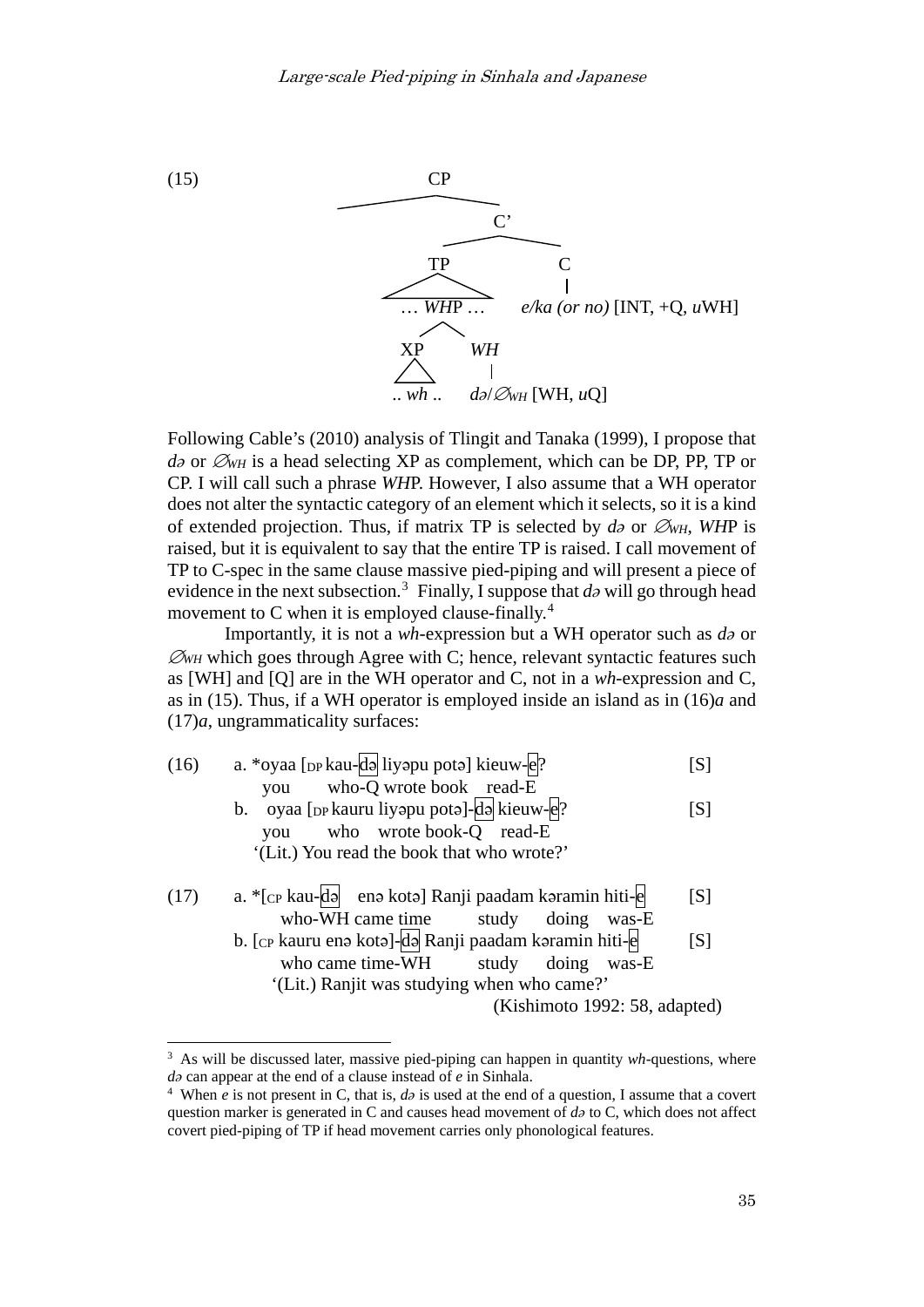(15)

```
                    CP
          __________|__________
                              C'
                    __________|__________
                   TP                    C
                  /\                     |
             … WHP …        e/ka (or no) [INT, +Q, uWH]
                 /\
               XP   WH
               /\    |
           .. wh ..  də/∅WH [WH, uQ]
```

Following Cable's (2010) analysis of Tlingit and Tanaka (1999), I propose that *də* or *∅WH* is a head selecting XP as complement, which can be DP, PP, TP or CP. I will call such a phrase *WH*P. However, I also assume that a WH operator does not alter the syntactic category of an element which it selects, so it is a kind of extended projection. Thus, if matrix TP is selected by *də* or *∅WH*, *WH*P is raised, but it is equivalent to say that the entire TP is raised. I call movement of TP to C-spec in the same clause massive pied-piping and will present a piece of evidence in the next subsection.[3] Finally, I suppose that *də* will go through head movement to C when it is employed clause-finally.[4]

Importantly, it is not a *wh*-expression but a WH operator such as *də* or *∅WH* which goes through Agree with C; hence, relevant syntactic features such as [WH] and [Q] are in the WH operator and C, not in a *wh*-expression and C, as in (15). Thus, if a WH operator is employed inside an island as in (16)*a* and (17)*a*, ungrammaticality surfaces:

(16) a. \*oyaa [DP kau-də liyəpu potə] kieuw-e? [S]
you who-Q wrote book read-E

b. oyaa [DP kauru liyəpu potə]-də kieuw-e? [S]
you who wrote book-Q read-E
'(Lit.) You read the book that who wrote?'

(17) a. \*[CP kau-də enə kotə] Ranji paadam kəramin hiti-e [S]
who-WH came time study doing was-E

b. [CP kauru enə kotə]-də Ranji paadam kəramin hiti-e [S]
who came time-WH study doing was-E
'(Lit.) Ranjit was studying when who came?'
(Kishimoto 1992: 58, adapted)

---

[3] As will be discussed later, massive pied-piping can happen in quantity *wh*-questions, where *də* can appear at the end of a clause instead of *e* in Sinhala.

[4] When *e* is not present in C, that is, *də* is used at the end of a question, I assume that a covert question marker is generated in C and causes head movement of *də* to C, which does not affect covert pied-piping of TP if head movement carries only phonological features.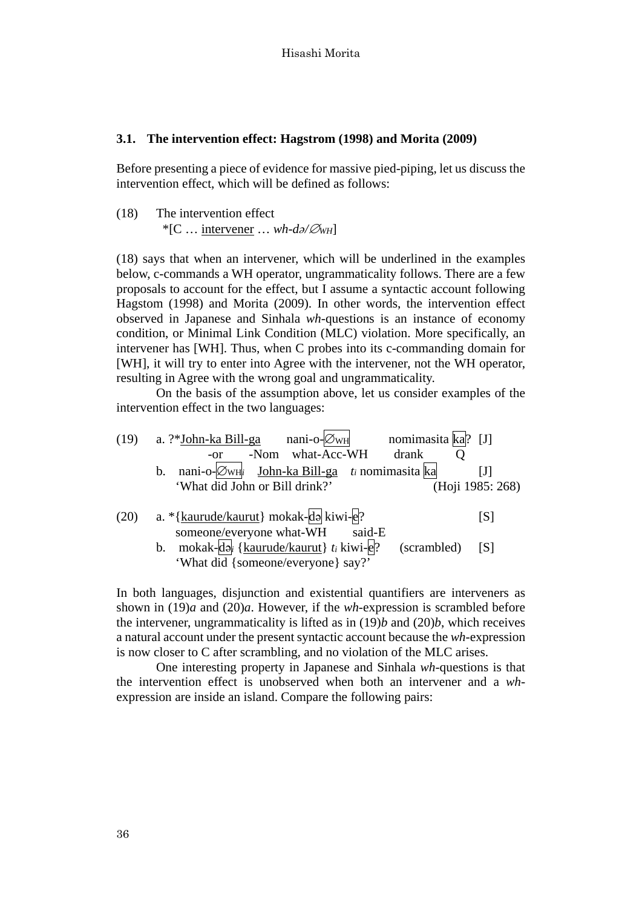### 3.1. The intervention effect: Hagstrom (1998) and Morita (2009)

Before presenting a piece of evidence for massive pied-piping, let us discuss the intervention effect, which will be defined as follows:

(18) The intervention effect
*[C … <u>intervener</u> … *wh-də/∅<sub>WH</sub>*]

(18) says that when an intervener, which will be underlined in the examples below, c-commands a WH operator, ungrammaticality follows. There are a few proposals to account for the effect, but I assume a syntactic account following Hagstom (1998) and Morita (2009). In other words, the intervention effect observed in Japanese and Sinhala *wh*-questions is an instance of economy condition, or Minimal Link Condition (MLC) violation. More specifically, an intervener has [WH]. Thus, when C probes into its c-commanding domain for [WH], it will try to enter into Agree with the intervener, not the WH operator, resulting in Agree with the wrong goal and ungrammaticality.

On the basis of the assumption above, let us consider examples of the intervention effect in the two languages:

(19) a. ?*<u>John-ka Bill-ga</u> nani-o-∅$_{WH}$ nomimasita ka? [J]
-or -Nom what-Acc-WH drank Q
b. nani-o-∅$_{WH i}$ <u>John-ka Bill-ga</u> $t_i$ nomimasita ka [J]
'What did John or Bill drink?' (Hoji 1985: 268)

(20) a. *{<u>kaurude/kaurut</u>} mokak-də kiwi-e? [S]
someone/everyone what-WH said-E
b. mokak-də$_i$ {<u>kaurude/kaurut</u>} $t_i$ kiwi-e? (scrambled) [S]
'What did {someone/everyone} say?'

In both languages, disjunction and existential quantifiers are interveners as shown in (19)*a* and (20)*a*. However, if the *wh*-expression is scrambled before the intervener, ungrammaticality is lifted as in (19)*b* and (20)*b*, which receives a natural account under the present syntactic account because the *wh*-expression is now closer to C after scrambling, and no violation of the MLC arises.

One interesting property in Japanese and Sinhala *wh*-questions is that the intervention effect is unobserved when both an intervener and a *wh*-expression are inside an island. Compare the following pairs: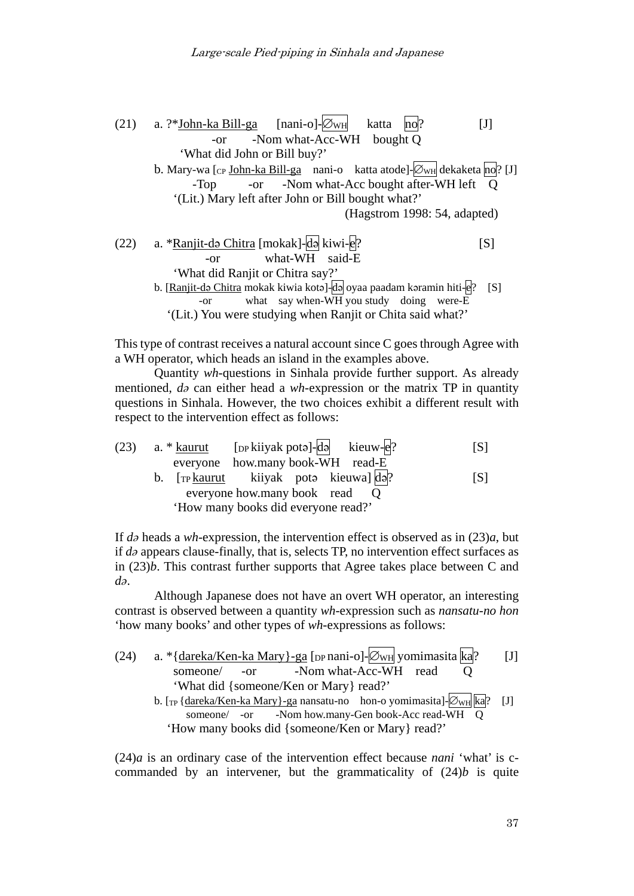(21) a. ?*John-ka Bill-ga [nani-o]-∅WH katta no? [J]
    -or -Nom what-Acc-WH bought Q
    'What did John or Bill buy?'

  b. Mary-wa [CP John-ka Bill-ga nani-o katta atode]-∅WH dekaketa no? [J]
    -Top -or -Nom what-Acc bought after-WH left Q
    '(Lit.) Mary left after John or Bill bought what?'
    (Hagstrom 1998: 54, adapted)

(22) a. *Ranjit-də Chitra [mokak]-də kiwi-e? [S]
    -or what-WH said-E
    'What did Ranjit or Chitra say?'

  b. [Ranjit-də Chitra mokak kiwia kotə]-də oyaa paadam kəramin hiti-e? [S]
    -or what say when-WH you study doing were-E
    '(Lit.) You were studying when Ranjit or Chita said what?'

This type of contrast receives a natural account since C goes through Agree with a WH operator, which heads an island in the examples above.

Quantity *wh*-questions in Sinhala provide further support. As already mentioned, *də* can either head a *wh*-expression or the matrix TP in quantity questions in Sinhala. However, the two choices exhibit a different result with respect to the intervention effect as follows:

(23) a. * kaurut [DP kiiyak potə]-də kieuw-e? [S]
    everyone how.many book-WH read-E

  b. [TP kaurut kiiyak potə kieuwa] də? [S]
    everyone how.many book read Q
    'How many books did everyone read?'

If *də* heads a *wh*-expression, the intervention effect is observed as in (23)*a*, but if *də* appears clause-finally, that is, selects TP, no intervention effect surfaces as in (23)*b*. This contrast further supports that Agree takes place between C and *də*.

Although Japanese does not have an overt WH operator, an interesting contrast is observed between a quantity *wh*-expression such as *nansatu-no hon* 'how many books' and other types of *wh*-expressions as follows:

(24) a. *{dareka/Ken-ka Mary}-ga [DP nani-o]-∅WH yomimasita ka? [J]
    someone/ -or -Nom what-Acc-WH read Q
    'What did {someone/Ken or Mary} read?'

  b. [TP {dareka/Ken-ka Mary}-ga nansatu-no hon-o yomimasita]-∅WH ka? [J]
    someone/ -or -Nom how.many-Gen book-Acc read-WH Q
    'How many books did {someone/Ken or Mary} read?'

(24)*a* is an ordinary case of the intervention effect because *nani* 'what' is c-commanded by an intervener, but the grammaticality of (24)*b* is quite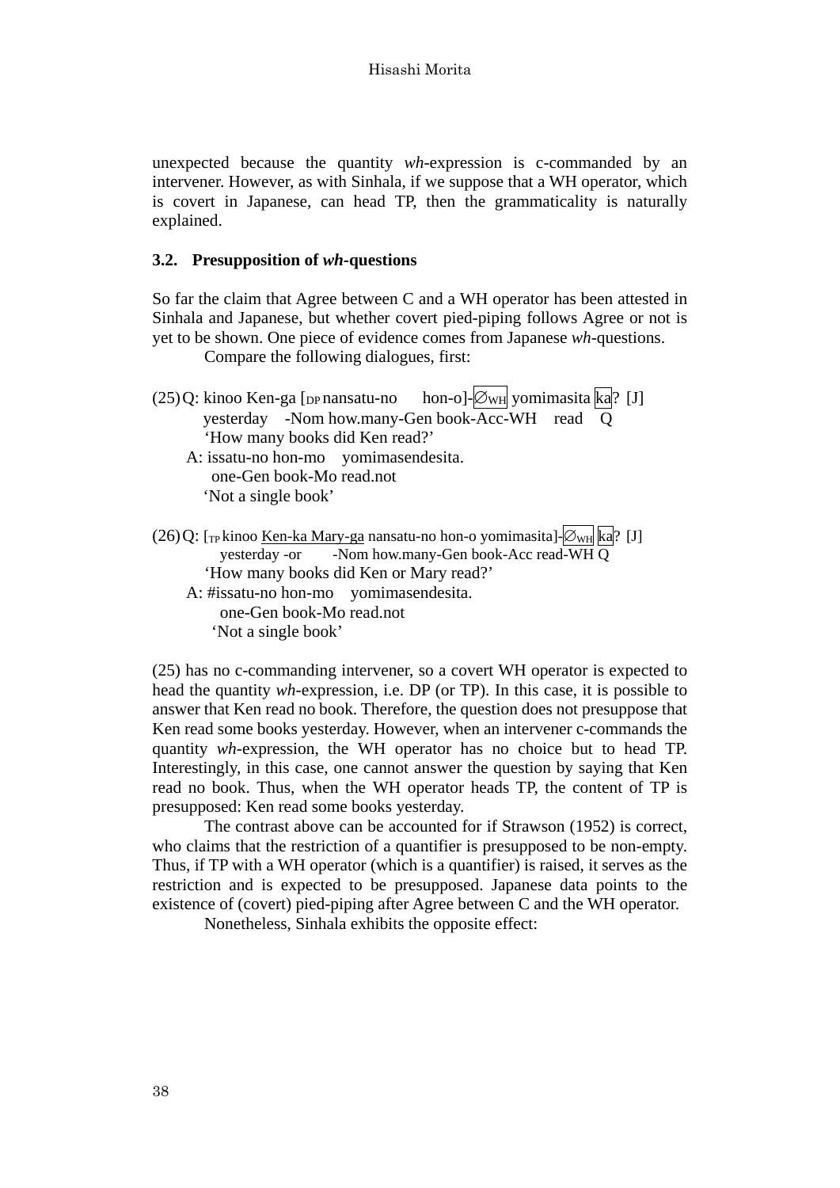unexpected because the quantity *wh*-expression is c-commanded by an intervener. However, as with Sinhala, if we suppose that a WH operator, which is covert in Japanese, can head TP, then the grammaticality is naturally explained.

### 3.2. Presupposition of *wh*-questions

So far the claim that Agree between C and a WH operator has been attested in Sinhala and Japanese, but whether covert pied-piping follows Agree or not is yet to be shown. One piece of evidence comes from Japanese *wh*-questions.

Compare the following dialogues, first:

(25) Q: kinoo Ken-ga [$_{DP}$ nansatu-no hon-o]-$\emptyset_{WH}$ yomimasita ka? [J]
 yesterday -Nom how.many-Gen book-Acc-WH read Q
 'How many books did Ken read?'
 A: issatu-no hon-mo yomimasendesita.
 one-Gen book-Mo read.not
 'Not a single book'

(26) Q: [$_{TP}$ kinoo Ken-ka Mary-ga nansatu-no hon-o yomimasita]-$\emptyset_{WH}$ ka? [J]
 yesterday -or -Nom how.many-Gen book-Acc read-WH Q
 'How many books did Ken or Mary read?'
 A: #issatu-no hon-mo yomimasendesita.
 one-Gen book-Mo read.not
 'Not a single book'

(25) has no c-commanding intervener, so a covert WH operator is expected to head the quantity *wh*-expression, i.e. DP (or TP). In this case, it is possible to answer that Ken read no book. Therefore, the question does not presuppose that Ken read some books yesterday. However, when an intervener c-commands the quantity *wh*-expression, the WH operator has no choice but to head TP. Interestingly, in this case, one cannot answer the question by saying that Ken read no book. Thus, when the WH operator heads TP, the content of TP is presupposed: Ken read some books yesterday.

The contrast above can be accounted for if Strawson (1952) is correct, who claims that the restriction of a quantifier is presupposed to be non-empty. Thus, if TP with a WH operator (which is a quantifier) is raised, it serves as the restriction and is expected to be presupposed. Japanese data points to the existence of (covert) pied-piping after Agree between C and the WH operator.

Nonetheless, Sinhala exhibits the opposite effect: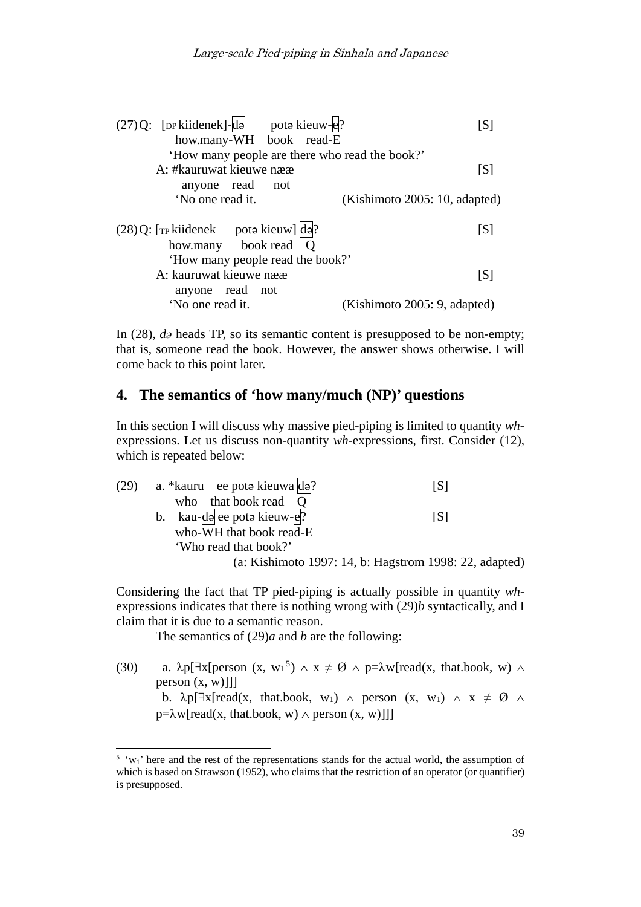(27) Q: [DP kiidenek]-[də] potə kieuw-[e]? [S]
how.many-WH book read-E
'How many people are there who read the book?'
A: #kauruwat kieuwe nææ [S]
anyone read not
'No one read it. (Kishimoto 2005: 10, adapted)

(28) Q: [TP kiidenek potə kieuw] [də]? [S]
how.many book read Q
'How many people read the book?'
A: kauruwat kieuwe nææ [S]
anyone read not
'No one read it. (Kishimoto 2005: 9, adapted)

In (28), *də* heads TP, so its semantic content is presupposed to be non-empty; that is, someone read the book. However, the answer shows otherwise. I will come back to this point later.

## 4. The semantics of 'how many/much (NP)' questions

In this section I will discuss why massive pied-piping is limited to quantity *wh*-expressions. Let us discuss non-quantity *wh*-expressions, first. Consider (12), which is repeated below:

(29) a. *kauru ee potə kieuwa [də]? [S]
who that book read Q
b. kau-[də] ee potə kieuw-[e]? [S]
who-WH that book read-E
'Who read that book?'
(a: Kishimoto 1997: 14, b: Hagstrom 1998: 22, adapted)

Considering the fact that TP pied-piping is actually possible in quantity *wh*-expressions indicates that there is nothing wrong with (29)*b* syntactically, and I claim that it is due to a semantic reason.

The semantics of (29)*a* and *b* are the following:

(30) a. $\lambda p[\exists x[\text{person}(x, w_1{}^5) \wedge x \neq \emptyset \wedge p=\lambda w[\text{read}(x, \text{that.book}, w) \wedge \text{person}(x, w)]]]$
b. $\lambda p[\exists x[\text{read}(x, \text{that.book}, w_1) \wedge \text{person}(x, w_1) \wedge x \neq \emptyset \wedge p=\lambda w[\text{read}(x, \text{that.book}, w) \wedge \text{person}(x, w)]]]$

---

[5] '$w_1$' here and the rest of the representations stands for the actual world, the assumption of which is based on Strawson (1952), who claims that the restriction of an operator (or quantifier) is presupposed.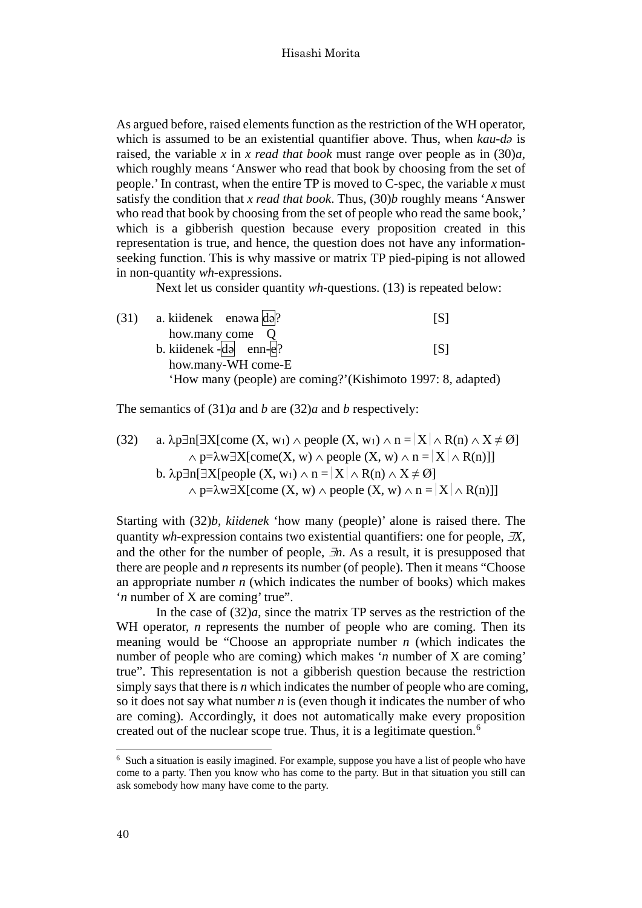As argued before, raised elements function as the restriction of the WH operator, which is assumed to be an existential quantifier above. Thus, when *kau-də* is raised, the variable *x* in *x read that book* must range over people as in (30)*a*, which roughly means 'Answer who read that book by choosing from the set of people.' In contrast, when the entire TP is moved to C-spec, the variable *x* must satisfy the condition that *x read that book*. Thus, (30)*b* roughly means 'Answer who read that book by choosing from the set of people who read the same book,' which is a gibberish question because every proposition created in this representation is true, and hence, the question does not have any information-seeking function. This is why massive or matrix TP pied-piping is not allowed in non-quantity *wh*-expressions.

Next let us consider quantity *wh*-questions. (13) is repeated below:

(31) a. kiidenek enəwa [də]? [S]
   how.many come Q
  b. kiidenek -[də] enn-[e]? [S]
   how.many-WH come-E
   'How many (people) are coming?'(Kishimoto 1997: 8, adapted)

The semantics of (31)*a* and *b* are (32)*a* and *b* respectively:

(32) a. $\lambda p \exists n[\exists X[\text{come}(X, w_1) \wedge \text{people}(X, w_1) \wedge n = |X| \wedge R(n) \wedge X \neq \emptyset]$
   $\wedge\, p = \lambda w \exists X[\text{come}(X, w) \wedge \text{people}(X, w) \wedge n = |X| \wedge R(n)]]$
  b. $\lambda p \exists n[\exists X[\text{people}(X, w_1) \wedge n = |X| \wedge R(n) \wedge X \neq \emptyset]$
   $\wedge\, p = \lambda w \exists X[\text{come}(X, w) \wedge \text{people}(X, w) \wedge n = |X| \wedge R(n)]]$

Starting with (32)*b*, *kiidenek* 'how many (people)' alone is raised there. The quantity *wh*-expression contains two existential quantifiers: one for people, $\exists X$, and the other for the number of people, $\exists n$. As a result, it is presupposed that there are people and *n* represents its number (of people). Then it means "Choose an appropriate number *n* (which indicates the number of books) which makes '*n* number of X are coming' true".

In the case of (32)*a*, since the matrix TP serves as the restriction of the WH operator, *n* represents the number of people who are coming. Then its meaning would be "Choose an appropriate number *n* (which indicates the number of people who are coming) which makes '*n* number of X are coming' true". This representation is not a gibberish question because the restriction simply says that there is *n* which indicates the number of people who are coming, so it does not say what number *n* is (even though it indicates the number of who are coming). Accordingly, it does not automatically make every proposition created out of the nuclear scope true. Thus, it is a legitimate question.[6]

[6] Such a situation is easily imagined. For example, suppose you have a list of people who have come to a party. Then you know who has come to the party. But in that situation you still can ask somebody how many have come to the party.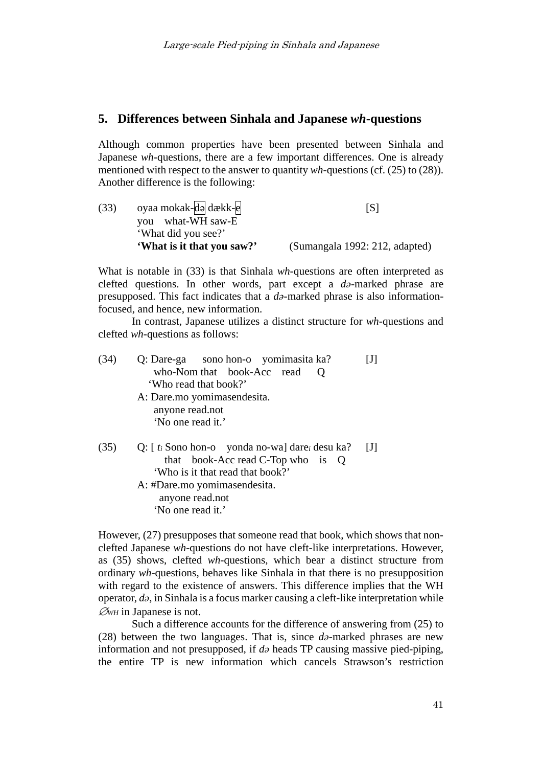## 5. Differences between Sinhala and Japanese *wh*-questions

Although common properties have been presented between Sinhala and Japanese *wh*-questions, there are a few important differences. One is already mentioned with respect to the answer to quantity *wh*-questions (cf. (25) to (28)). Another difference is the following:

(33) oyaa mokak-də dækk-e [S]
you what-WH saw-E
'What did you see?'
**'What is it that you saw?'** (Sumangala 1992: 212, adapted)

What is notable in (33) is that Sinhala *wh*-questions are often interpreted as clefted questions. In other words, part except a *də*-marked phrase are presupposed. This fact indicates that a *də*-marked phrase is also information-focused, and hence, new information.

In contrast, Japanese utilizes a distinct structure for *wh*-questions and clefted *wh*-questions as follows:

(34) Q: Dare-ga sono hon-o yomimasita ka? [J]
who-Nom that book-Acc read Q
'Who read that book?'
A: Dare.mo yomimasendesita.
anyone read.not
'No one read it.'

(35) Q: [ $t_i$ Sono hon-o yonda no-wa] $\text{dare}_i$ desu ka? [J]
that book-Acc read C-Top who is Q
'Who is it that read that book?'
A: #Dare.mo yomimasendesita.
anyone read.not
'No one read it.'

However, (27) presupposes that someone read that book, which shows that non-clefted Japanese *wh*-questions do not have cleft-like interpretations. However, as (35) shows, clefted *wh*-questions, which bear a distinct structure from ordinary *wh*-questions, behaves like Sinhala in that there is no presupposition with regard to the existence of answers. This difference implies that the WH operator, *də*, in Sinhala is a focus marker causing a cleft-like interpretation while $\varnothing_{WH}$ in Japanese is not.

Such a difference accounts for the difference of answering from (25) to (28) between the two languages. That is, since *də*-marked phrases are new information and not presupposed, if *də* heads TP causing massive pied-piping, the entire TP is new information which cancels Strawson's restriction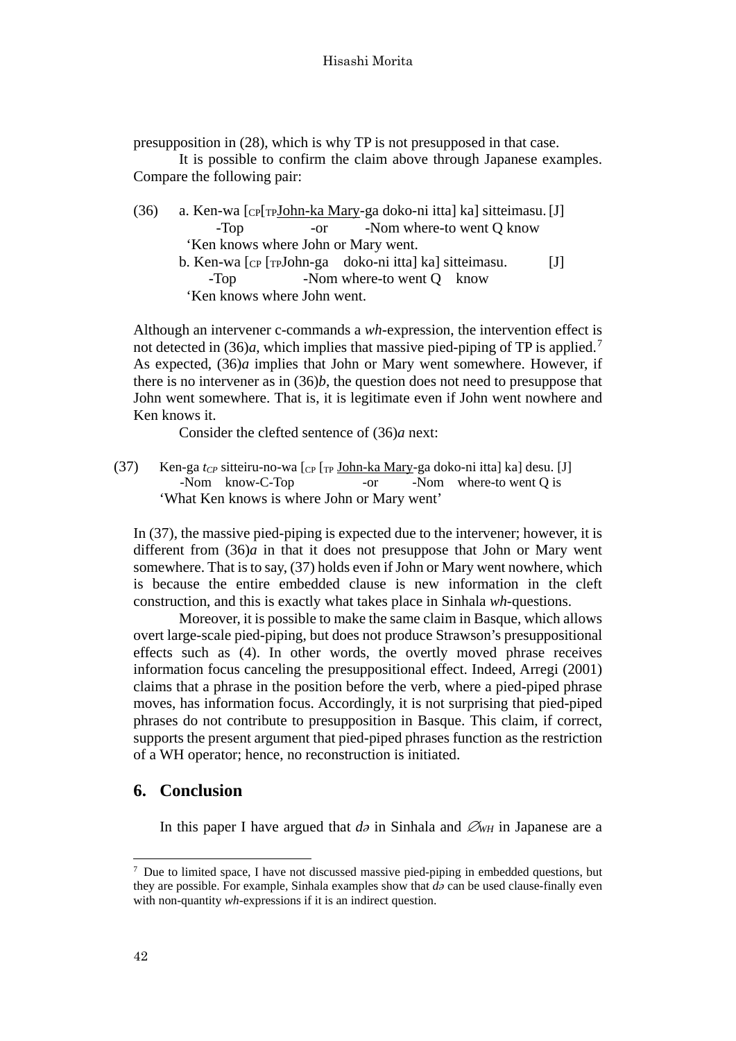presupposition in (28), which is why TP is not presupposed in that case.

It is possible to confirm the claim above through Japanese examples. Compare the following pair:

(36) a. Ken-wa [$_{CP}$[$_{TP}$<u>John-ka Mary</u>-ga doko-ni itta] ka] sitteimasu. [J]
  -Top  -or  -Nom where-to went Q know
  'Ken knows where John or Mary went.
 b. Ken-wa [$_{CP}$ [$_{TP}$John-ga doko-ni itta] ka] sitteimasu. [J]
  -Top  -Nom where-to went Q know
  'Ken knows where John went.

Although an intervener c-commands a *wh*-expression, the intervention effect is not detected in (36)*a*, which implies that massive pied-piping of TP is applied.[7] As expected, (36)*a* implies that John or Mary went somewhere. However, if there is no intervener as in (36)*b*, the question does not need to presuppose that John went somewhere. That is, it is legitimate even if John went nowhere and Ken knows it.

Consider the clefted sentence of (36)*a* next:

(37) Ken-ga $t_{CP}$ sitteiru-no-wa [$_{CP}$ [$_{TP}$ <u>John-ka Mary</u>-ga doko-ni itta] ka] desu. [J]
  -Nom know-C-Top  -or  -Nom where-to went Q is
  'What Ken knows is where John or Mary went'

In (37), the massive pied-piping is expected due to the intervener; however, it is different from (36)*a* in that it does not presuppose that John or Mary went somewhere. That is to say, (37) holds even if John or Mary went nowhere, which is because the entire embedded clause is new information in the cleft construction, and this is exactly what takes place in Sinhala *wh*-questions.

Moreover, it is possible to make the same claim in Basque, which allows overt large-scale pied-piping, but does not produce Strawson's presuppositional effects such as (4). In other words, the overtly moved phrase receives information focus canceling the presuppositional effect. Indeed, Arregi (2001) claims that a phrase in the position before the verb, where a pied-piped phrase moves, has information focus. Accordingly, it is not surprising that pied-piped phrases do not contribute to presupposition in Basque. This claim, if correct, supports the present argument that pied-piped phrases function as the restriction of a WH operator; hence, no reconstruction is initiated.

## 6. Conclusion

In this paper I have argued that *də* in Sinhala and $\varnothing_{WH}$ in Japanese are a

---

[7] Due to limited space, I have not discussed massive pied-piping in embedded questions, but they are possible. For example, Sinhala examples show that *də* can be used clause-finally even with non-quantity *wh*-expressions if it is an indirect question.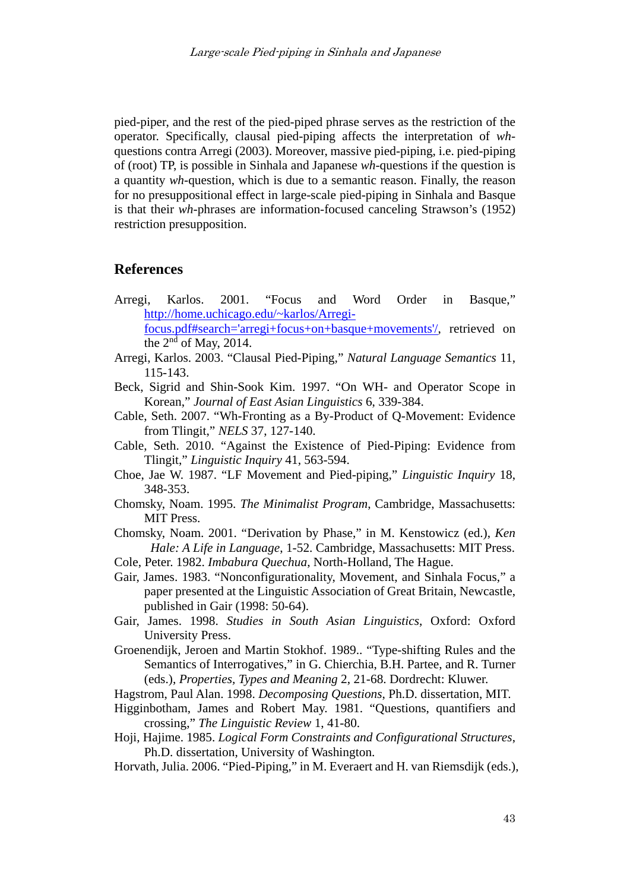pied-piper, and the rest of the pied-piped phrase serves as the restriction of the operator. Specifically, clausal pied-piping affects the interpretation of *wh*-questions contra Arregi (2003). Moreover, massive pied-piping, i.e. pied-piping of (root) TP, is possible in Sinhala and Japanese *wh*-questions if the question is a quantity *wh*-question, which is due to a semantic reason. Finally, the reason for no presuppositional effect in large-scale pied-piping in Sinhala and Basque is that their *wh*-phrases are information-focused canceling Strawson's (1952) restriction presupposition.

## References

Arregi, Karlos. 2001. "Focus and Word Order in Basque," http://home.uchicago.edu/~karlos/Arregi-focus.pdf#search='arregi+focus+on+basque+movements'/, retrieved on the 2nd of May, 2014.

Arregi, Karlos. 2003. "Clausal Pied-Piping," *Natural Language Semantics* 11, 115-143.

Beck, Sigrid and Shin-Sook Kim. 1997. "On WH- and Operator Scope in Korean," *Journal of East Asian Linguistics* 6, 339-384.

Cable, Seth. 2007. "Wh-Fronting as a By-Product of Q-Movement: Evidence from Tlingit," *NELS* 37, 127-140.

Cable, Seth. 2010. "Against the Existence of Pied-Piping: Evidence from Tlingit," *Linguistic Inquiry* 41, 563-594.

Choe, Jae W. 1987. "LF Movement and Pied-piping," *Linguistic Inquiry* 18, 348-353.

Chomsky, Noam. 1995. *The Minimalist Program*, Cambridge, Massachusetts: MIT Press.

Chomsky, Noam. 2001. "Derivation by Phase," in M. Kenstowicz (ed.), *Ken Hale: A Life in Language*, 1-52. Cambridge, Massachusetts: MIT Press.

Cole, Peter. 1982. *Imbabura Quechua*, North-Holland, The Hague.

Gair, James. 1983. "Nonconfigurationality, Movement, and Sinhala Focus," a paper presented at the Linguistic Association of Great Britain, Newcastle, published in Gair (1998: 50-64).

Gair, James. 1998. *Studies in South Asian Linguistics*, Oxford: Oxford University Press.

Groenendijk, Jeroen and Martin Stokhof. 1989.. "Type-shifting Rules and the Semantics of Interrogatives," in G. Chierchia, B.H. Partee, and R. Turner (eds.), *Properties, Types and Meaning* 2, 21-68. Dordrecht: Kluwer.

Hagstrom, Paul Alan. 1998. *Decomposing Questions*, Ph.D. dissertation, MIT.

Higginbotham, James and Robert May. 1981. "Questions, quantifiers and crossing," *The Linguistic Review* 1, 41-80.

Hoji, Hajime. 1985. *Logical Form Constraints and Configurational Structures*, Ph.D. dissertation, University of Washington.

Horvath, Julia. 2006. "Pied-Piping," in M. Everaert and H. van Riemsdijk (eds.),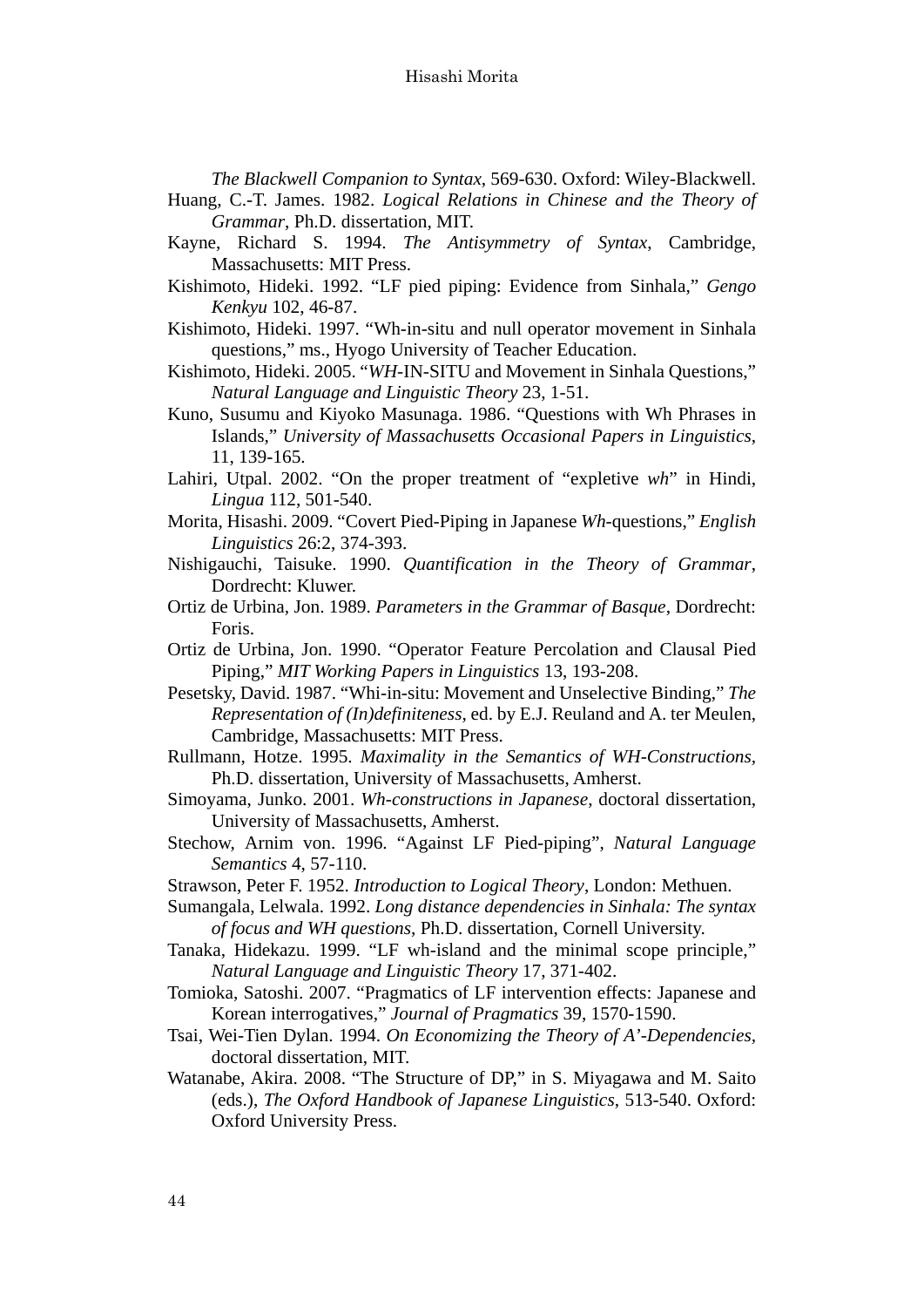*The Blackwell Companion to Syntax*, 569-630. Oxford: Wiley-Blackwell.

Huang, C.-T. James. 1982. *Logical Relations in Chinese and the Theory of Grammar*, Ph.D. dissertation, MIT.

Kayne, Richard S. 1994. *The Antisymmetry of Syntax*, Cambridge, Massachusetts: MIT Press.

Kishimoto, Hideki. 1992. "LF pied piping: Evidence from Sinhala," *Gengo Kenkyu* 102, 46-87.

Kishimoto, Hideki. 1997. "Wh-in-situ and null operator movement in Sinhala questions," ms., Hyogo University of Teacher Education.

Kishimoto, Hideki. 2005. "*WH*-IN-SITU and Movement in Sinhala Questions," *Natural Language and Linguistic Theory* 23, 1-51.

Kuno, Susumu and Kiyoko Masunaga. 1986. "Questions with Wh Phrases in Islands," *University of Massachusetts Occasional Papers in Linguistics*, 11, 139-165.

Lahiri, Utpal. 2002. "On the proper treatment of "expletive *wh*" in Hindi, *Lingua* 112, 501-540.

Morita, Hisashi. 2009. "Covert Pied-Piping in Japanese *Wh*-questions," *English Linguistics* 26:2, 374-393.

Nishigauchi, Taisuke. 1990. *Quantification in the Theory of Grammar*, Dordrecht: Kluwer.

Ortiz de Urbina, Jon. 1989. *Parameters in the Grammar of Basque*, Dordrecht: Foris.

Ortiz de Urbina, Jon. 1990. "Operator Feature Percolation and Clausal Pied Piping," *MIT Working Papers in Linguistics* 13, 193-208.

Pesetsky, David. 1987. "Whi-in-situ: Movement and Unselective Binding," *The Representation of (In)definiteness*, ed. by E.J. Reuland and A. ter Meulen, Cambridge, Massachusetts: MIT Press.

Rullmann, Hotze. 1995. *Maximality in the Semantics of WH-Constructions,* Ph.D. dissertation, University of Massachusetts, Amherst.

Simoyama, Junko. 2001. *Wh-constructions in Japanese*, doctoral dissertation, University of Massachusetts, Amherst.

Stechow, Arnim von. 1996. "Against LF Pied-piping", *Natural Language Semantics* 4, 57-110.

Strawson, Peter F. 1952. *Introduction to Logical Theory*, London: Methuen.

Sumangala, Lelwala. 1992. *Long distance dependencies in Sinhala: The syntax of focus and WH questions*, Ph.D. dissertation, Cornell University.

Tanaka, Hidekazu. 1999. "LF wh-island and the minimal scope principle," *Natural Language and Linguistic Theory* 17, 371-402.

Tomioka, Satoshi. 2007. "Pragmatics of LF intervention effects: Japanese and Korean interrogatives," *Journal of Pragmatics* 39, 1570-1590.

Tsai, Wei-Tien Dylan. 1994. *On Economizing the Theory of A'-Dependencies*, doctoral dissertation, MIT.

Watanabe, Akira. 2008. "The Structure of DP," in S. Miyagawa and M. Saito (eds.), *The Oxford Handbook of Japanese Linguistics*, 513-540. Oxford: Oxford University Press.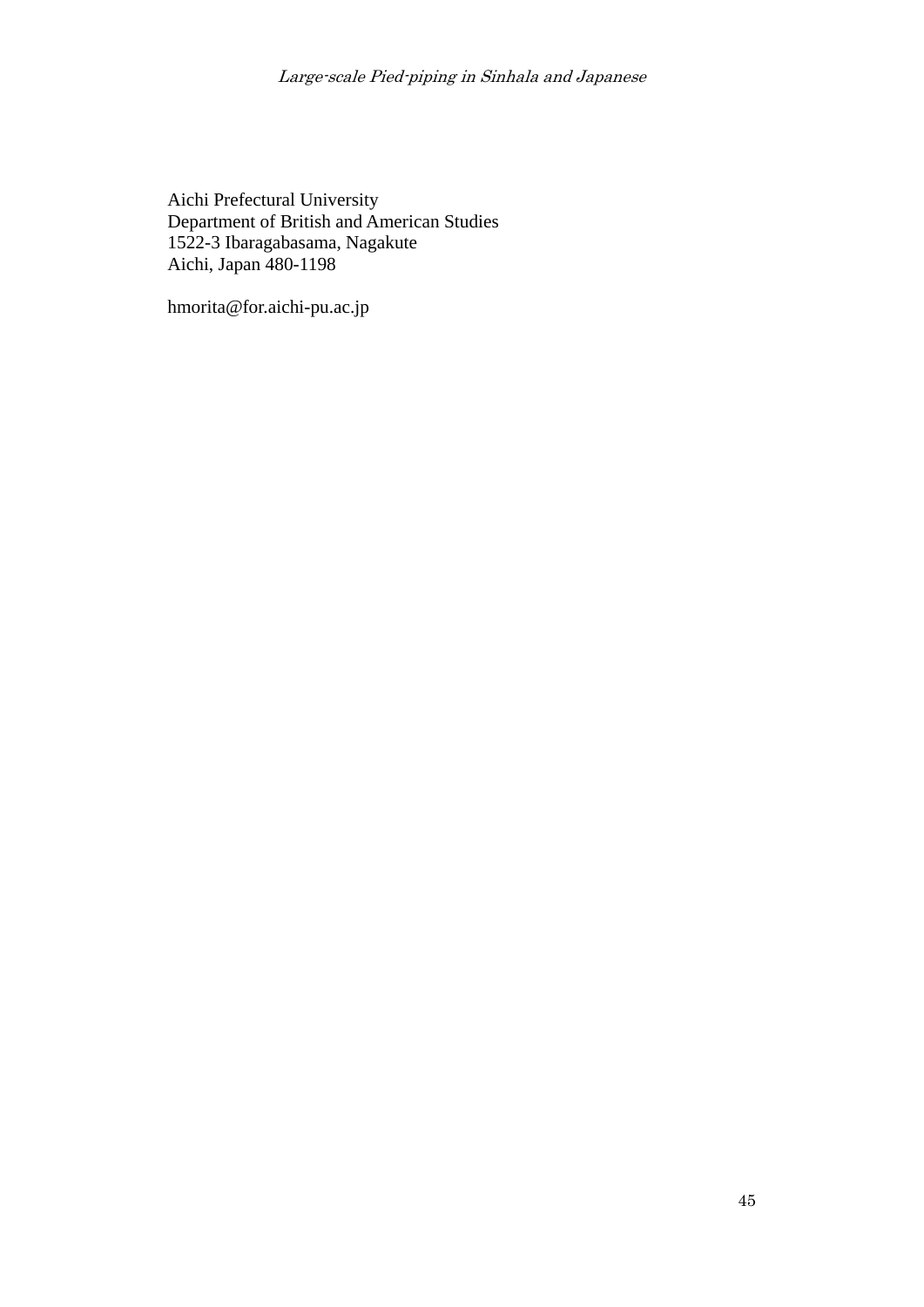Aichi Prefectural University
Department of British and American Studies
1522-3 Ibaragabasama, Nagakute
Aichi, Japan 480-1198

hmorita@for.aichi-pu.ac.jp